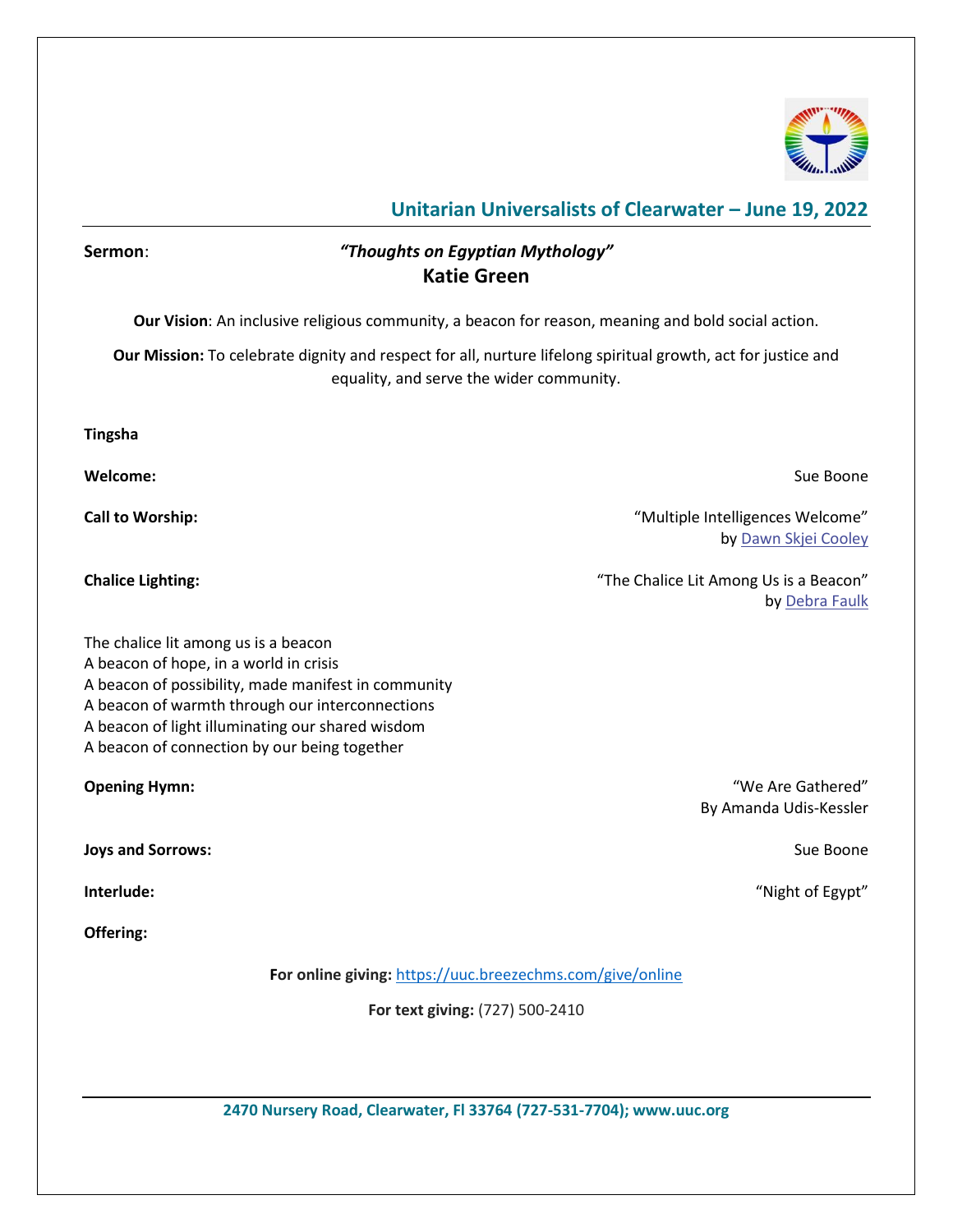## Unitarian Universalists of Clearwater – June 19, 2022

**Sermon**: ***"Thoughts on Egyptian Mythology"***
**Katie Green**

**Our Vision**: An inclusive religious community, a beacon for reason, meaning and bold social action.

**Our Mission:** To celebrate dignity and respect for all, nurture lifelong spiritual growth, act for justice and equality, and serve the wider community.

**Tingsha**

**Welcome:** Sue Boone

**Call to Worship:** "Multiple Intelligences Welcome" by Dawn Skjei Cooley

**Chalice Lighting:** "The Chalice Lit Among Us is a Beacon" by Debra Faulk

The chalice lit among us is a beacon
A beacon of hope, in a world in crisis
A beacon of possibility, made manifest in community
A beacon of warmth through our interconnections
A beacon of light illuminating our shared wisdom
A beacon of connection by our being together

**Opening Hymn:** "We Are Gathered" By Amanda Udis-Kessler

**Joys and Sorrows:** Sue Boone

**Interlude:** "Night of Egypt"

**Offering:**

**For online giving:** https://uuc.breezechms.com/give/online

**For text giving:** (727) 500-2410

**2470 Nursery Road, Clearwater, Fl 33764 (727-531-7704); www.uuc.org**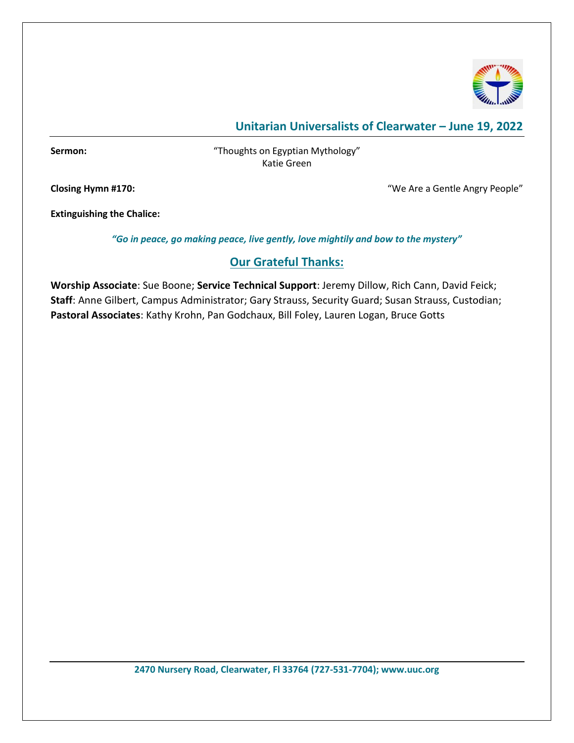## Unitarian Universalists of Clearwater – June 19, 2022

**Sermon:** “Thoughts on Egyptian Mythology”
Katie Green

**Closing Hymn #170:** “We Are a Gentle Angry People”

**Extinguishing the Chalice:**

***“Go in peace, go making peace, live gently, love mightily and bow to the mystery”***

## Our Grateful Thanks:

**Worship Associate**: Sue Boone; **Service Technical Support**: Jeremy Dillow, Rich Cann, David Feick; **Staff**: Anne Gilbert, Campus Administrator; Gary Strauss, Security Guard; Susan Strauss, Custodian; **Pastoral Associates**: Kathy Krohn, Pan Godchaux, Bill Foley, Lauren Logan, Bruce Gotts

**2470 Nursery Road, Clearwater, Fl 33764 (727-531-7704); www.uuc.org**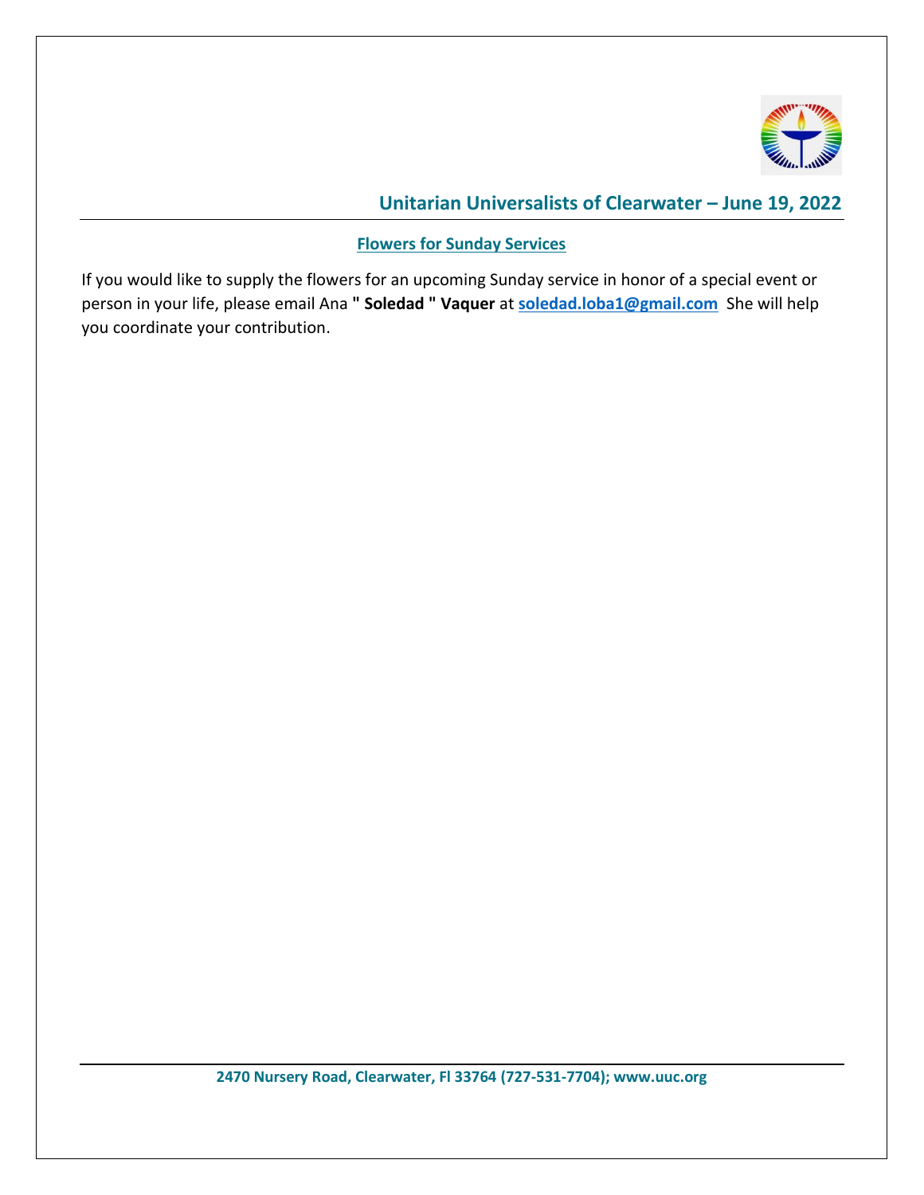## Flowers for Sunday Services

If you would like to supply the flowers for an upcoming Sunday service in honor of a special event or person in your life, please email Ana **" Soledad " Vaquer** at **soledad.loba1@gmail.com** She will help you coordinate your contribution.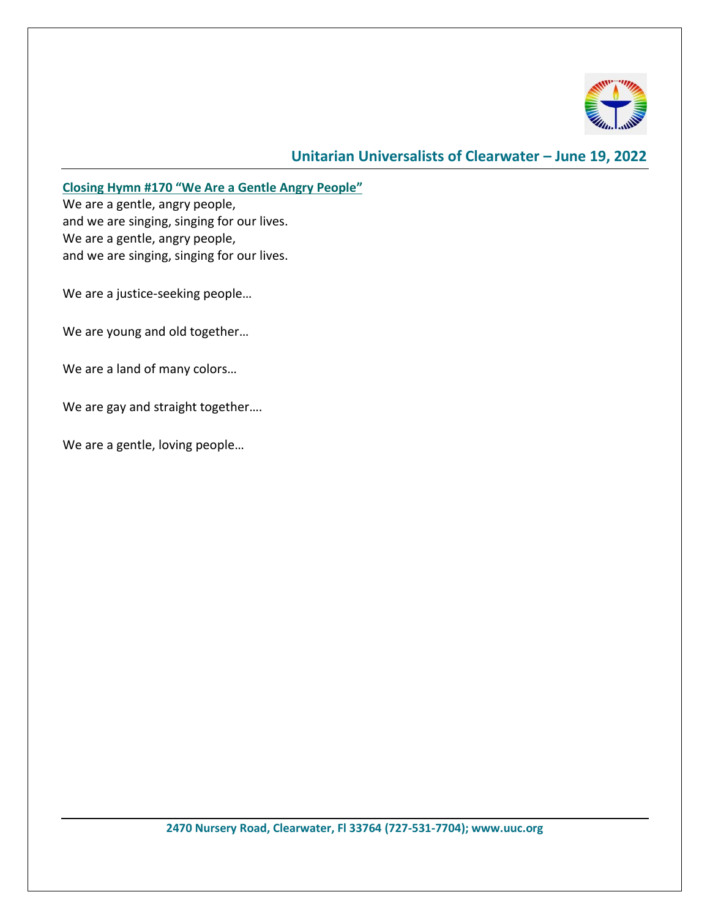## Closing Hymn #170 "We Are a Gentle Angry People"

We are a gentle, angry people,
and we are singing, singing for our lives.
We are a gentle, angry people,
and we are singing, singing for our lives.

We are a justice-seeking people…

We are young and old together…

We are a land of many colors…

We are gay and straight together….

We are a gentle, loving people…